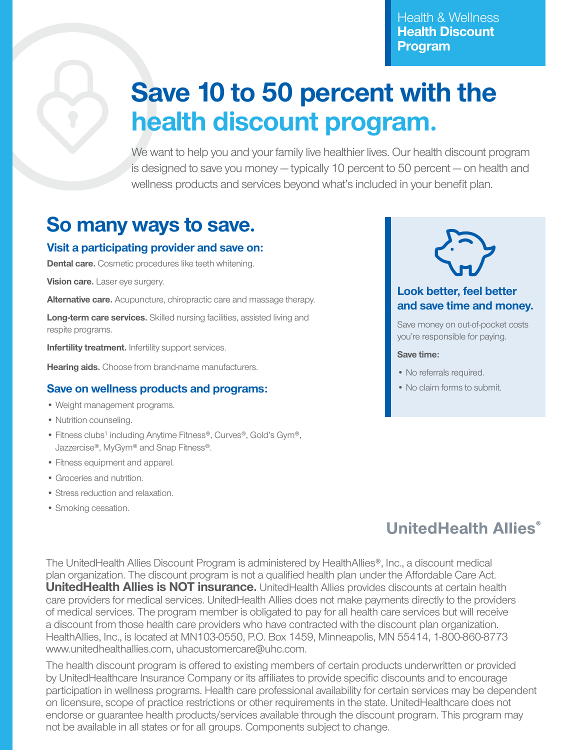Health & Wellness
**Health Discount Program**

# Save 10 to 50 percent with the health discount program.

We want to help you and your family live healthier lives. Our health discount program is designed to save you money — typically 10 percent to 50 percent — on health and wellness products and services beyond what's included in your benefit plan.

## So many ways to save.

### Visit a participating provider and save on:

**Dental care.** Cosmetic procedures like teeth whitening.

**Vision care.** Laser eye surgery.

**Alternative care.** Acupuncture, chiropractic care and massage therapy.

**Long-term care services.** Skilled nursing facilities, assisted living and respite programs.

**Infertility treatment.** Infertility support services.

**Hearing aids.** Choose from brand-name manufacturers.

### Save on wellness products and programs:

- Weight management programs.
- Nutrition counseling.
- Fitness clubs[1] including Anytime Fitness®, Curves®, Gold's Gym®, Jazzercise®, MyGym® and Snap Fitness®.
- Fitness equipment and apparel.
- Groceries and nutrition.
- Stress reduction and relaxation.
- Smoking cessation.

### Look better, feel better and save time and money.

Save money on out-of-pocket costs you're responsible for paying.

**Save time:**

- No referrals required.
- No claim forms to submit.

UnitedHealth Allies®

The UnitedHealth Allies Discount Program is administered by HealthAllies®, Inc., a discount medical plan organization. The discount program is not a qualified health plan under the Affordable Care Act. **UnitedHealth Allies is NOT insurance.** UnitedHealth Allies provides discounts at certain health care providers for medical services. UnitedHealth Allies does not make payments directly to the providers of medical services. The program member is obligated to pay for all health care services but will receive a discount from those health care providers who have contracted with the discount plan organization. HealthAllies, Inc., is located at MN103-0550, P.O. Box 1459, Minneapolis, MN 55414, 1-800-860-8773 www.unitedhealthallies.com, uhacustomercare@uhc.com.

The health discount program is offered to existing members of certain products underwritten or provided by UnitedHealthcare Insurance Company or its affiliates to provide specific discounts and to encourage participation in wellness programs. Health care professional availability for certain services may be dependent on licensure, scope of practice restrictions or other requirements in the state. UnitedHealthcare does not endorse or guarantee health products/services available through the discount program. This program may not be available in all states or for all groups. Components subject to change.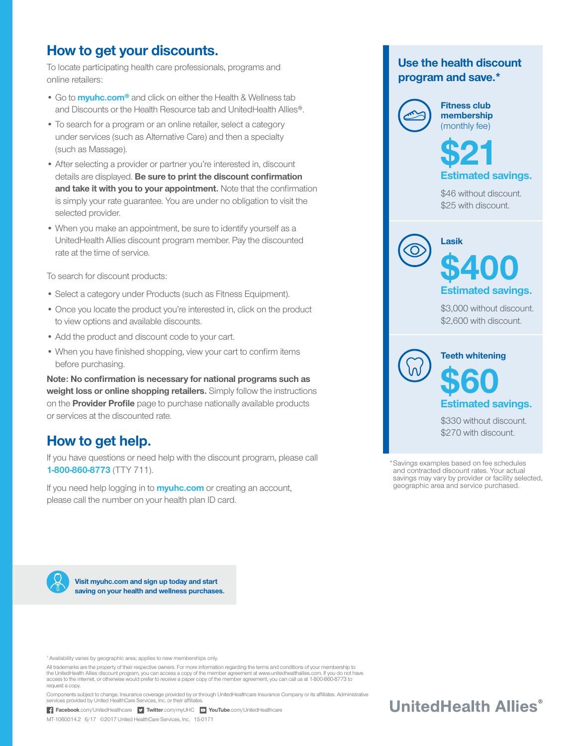## How to get your discounts.

To locate participating health care professionals, programs and online retailers:

- Go to **myuhc.com®** and click on either the Health & Wellness tab and Discounts or the Health Resource tab and UnitedHealth Allies®.
- To search for a program or an online retailer, select a category under services (such as Alternative Care) and then a specialty (such as Massage).
- After selecting a provider or partner you're interested in, discount details are displayed. **Be sure to print the discount confirmation and take it with you to your appointment.** Note that the confirmation is simply your rate guarantee. You are under no obligation to visit the selected provider.
- When you make an appointment, be sure to identify yourself as a UnitedHealth Allies discount program member. Pay the discounted rate at the time of service.

To search for discount products:

- Select a category under Products (such as Fitness Equipment).
- Once you locate the product you're interested in, click on the product to view options and available discounts.
- Add the product and discount code to your cart.
- When you have finished shopping, view your cart to confirm items before purchasing.

**Note: No confirmation is necessary for national programs such as weight loss or online shopping retailers.** Simply follow the instructions on the **Provider Profile** page to purchase nationally available products or services at the discounted rate.

## How to get help.

If you have questions or need help with the discount program, please call **1-800-860-8773** (TTY 711).

If you need help logging in to **myuhc.com** or creating an account, please call the number on your health plan ID card.

## Use the health discount program and save.*

**Fitness club membership** (monthly fee)

**$21**
**Estimated savings.**

$46 without discount.
$25 with discount.

**Lasik**

**$400**
**Estimated savings.**

$3,000 without discount.
$2,600 with discount.

**Teeth whitening**

**$60**
**Estimated savings.**

$330 without discount.
$270 with discount.

*Savings examples based on fee schedules and contracted discount rates. Your actual savings may vary by provider or facility selected, geographic area and service purchased.

**Visit myuhc.com and sign up today and start saving on your health and wellness purchases.**

[1] Availability varies by geographic area; applies to new memberships only.

All trademarks are the property of their respective owners. For more information regarding the terms and conditions of your membership to the UnitedHealth Allies discount program, you can access a copy of the member agreement at www.unitedhealthallies.com. If you do not have access to the internet, or otherwise would prefer to receive a paper copy of the member agreement, you can call us at 1-800-860-8773 to request a copy.

Components subject to change. Insurance coverage provided by or through UnitedHealthcare Insurance Company or its affiliates. Administrative services provided by United HealthCare Services, Inc. or their affiliates.

Facebook.com/UnitedHealthcare Twitter.com/myUHC YouTube.com/UnitedHealthcare

MT-1060014.2 6/17 ©2017 United HealthCare Services, Inc. 15-0171

UnitedHealth Allies®